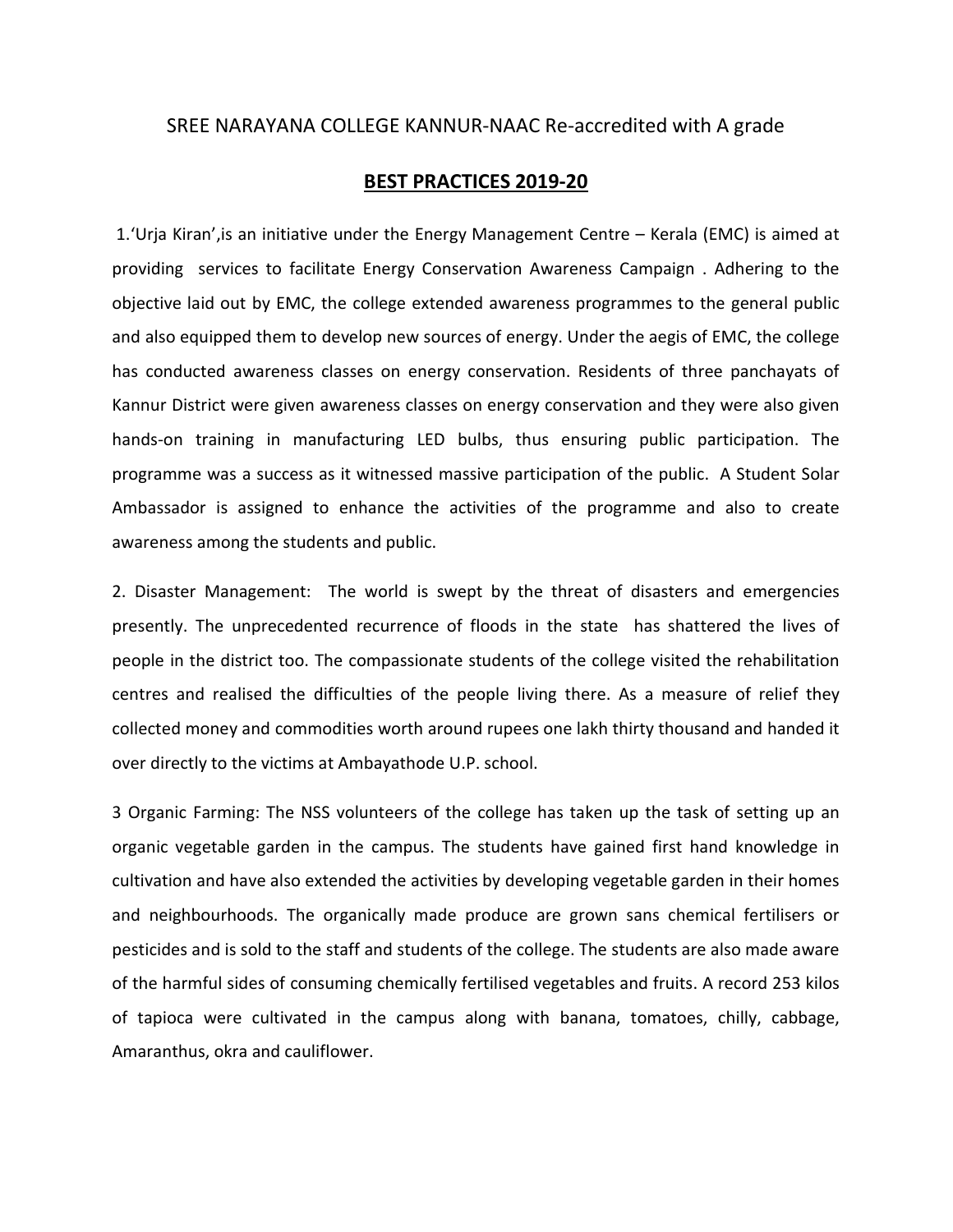SREE NARAYANA COLLEGE KANNUR-NAAC Re-accredited with A grade

## BEST PRACTICES 2019-20

1.'Urja Kiran',is an initiative under the Energy Management Centre – Kerala (EMC) is aimed at providing services to facilitate Energy Conservation Awareness Campaign . Adhering to the objective laid out by EMC, the college extended awareness programmes to the general public and also equipped them to develop new sources of energy. Under the aegis of EMC, the college has conducted awareness classes on energy conservation. Residents of three panchayats of Kannur District were given awareness classes on energy conservation and they were also given hands-on training in manufacturing LED bulbs, thus ensuring public participation. The programme was a success as it witnessed massive participation of the public. A Student Solar Ambassador is assigned to enhance the activities of the programme and also to create awareness among the students and public.

2. Disaster Management: The world is swept by the threat of disasters and emergencies presently. The unprecedented recurrence of floods in the state has shattered the lives of people in the district too. The compassionate students of the college visited the rehabilitation centres and realised the difficulties of the people living there. As a measure of relief they collected money and commodities worth around rupees one lakh thirty thousand and handed it over directly to the victims at Ambayathode U.P. school.

3 Organic Farming: The NSS volunteers of the college has taken up the task of setting up an organic vegetable garden in the campus. The students have gained first hand knowledge in cultivation and have also extended the activities by developing vegetable garden in their homes and neighbourhoods. The organically made produce are grown sans chemical fertilisers or pesticides and is sold to the staff and students of the college. The students are also made aware of the harmful sides of consuming chemically fertilised vegetables and fruits. A record 253 kilos of tapioca were cultivated in the campus along with banana, tomatoes, chilly, cabbage, Amaranthus, okra and cauliflower.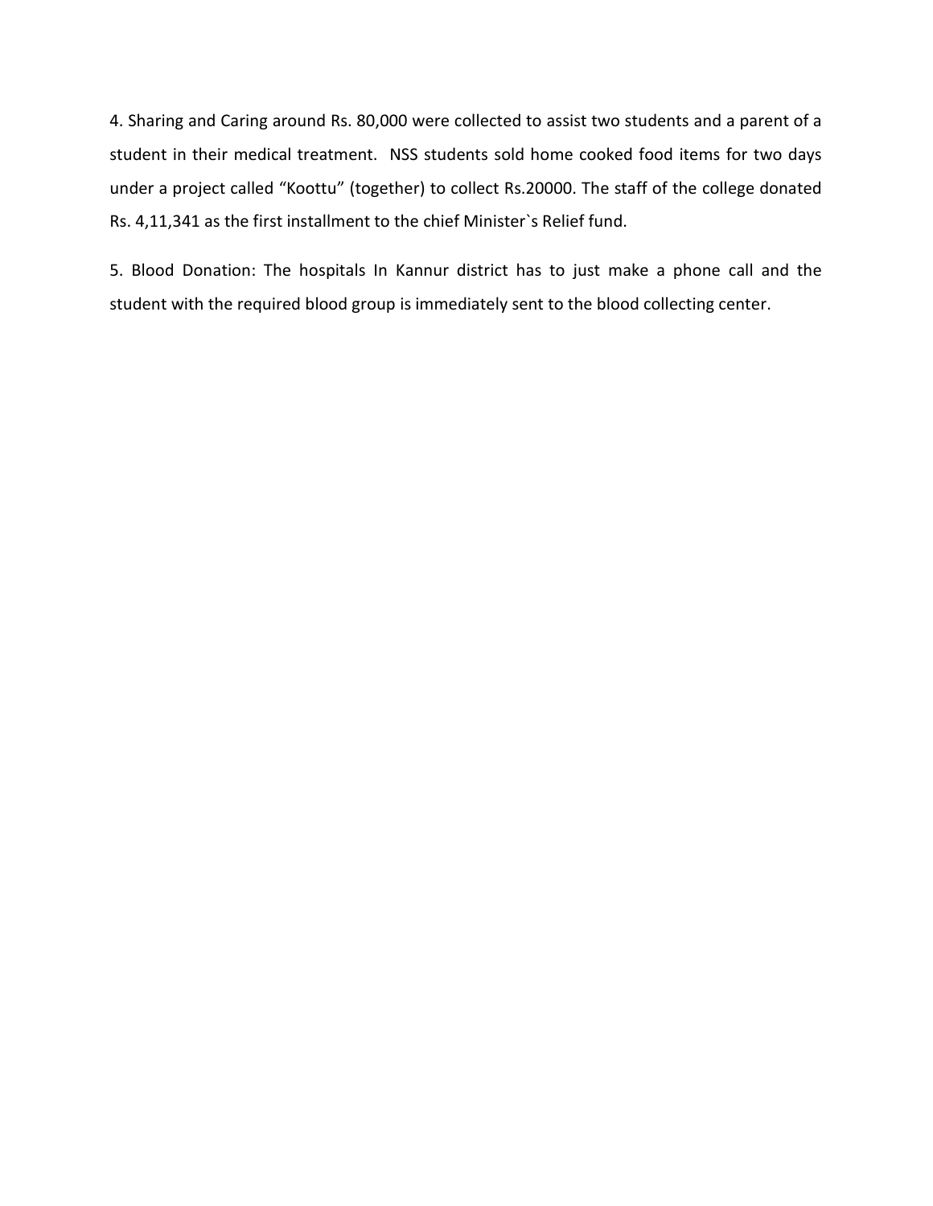4. Sharing and Caring around Rs. 80,000 were collected to assist two students and a parent of a student in their medical treatment. NSS students sold home cooked food items for two days under a project called "Koottu" (together) to collect Rs.20000. The staff of the college donated Rs. 4,11,341 as the first installment to the chief Minister`s Relief fund.

5. Blood Donation: The hospitals In Kannur district has to just make a phone call and the student with the required blood group is immediately sent to the blood collecting center.